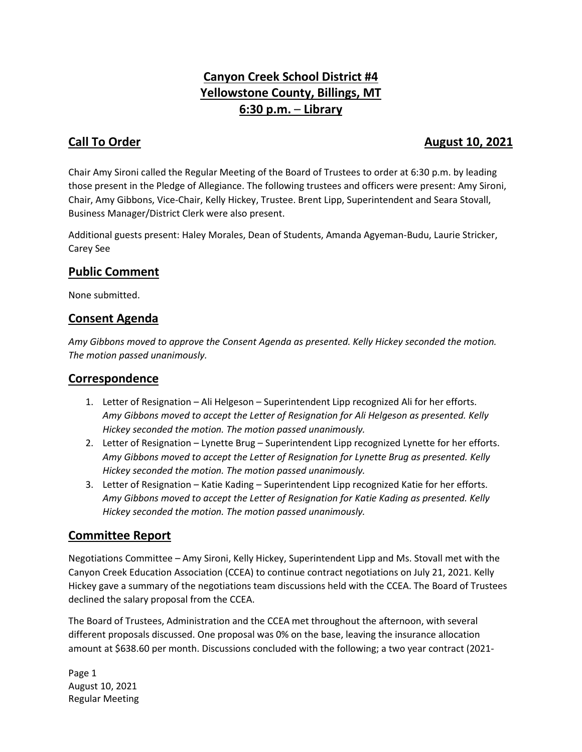# Canyon Creek School District #4
# Yellowstone County, Billings, MT
# 6:30 p.m. – Library

## Call To Order

**August 10, 2021**

Chair Amy Sironi called the Regular Meeting of the Board of Trustees to order at 6:30 p.m. by leading those present in the Pledge of Allegiance. The following trustees and officers were present: Amy Sironi, Chair, Amy Gibbons, Vice-Chair, Kelly Hickey, Trustee. Brent Lipp, Superintendent and Seara Stovall, Business Manager/District Clerk were also present.

Additional guests present: Haley Morales, Dean of Students, Amanda Agyeman-Budu, Laurie Stricker, Carey See

## Public Comment

None submitted.

## Consent Agenda

*Amy Gibbons moved to approve the Consent Agenda as presented. Kelly Hickey seconded the motion. The motion passed unanimously.*

## Correspondence

1. Letter of Resignation – Ali Helgeson – Superintendent Lipp recognized Ali for her efforts. *Amy Gibbons moved to accept the Letter of Resignation for Ali Helgeson as presented. Kelly Hickey seconded the motion. The motion passed unanimously.*
2. Letter of Resignation – Lynette Brug – Superintendent Lipp recognized Lynette for her efforts. *Amy Gibbons moved to accept the Letter of Resignation for Lynette Brug as presented. Kelly Hickey seconded the motion. The motion passed unanimously.*
3. Letter of Resignation – Katie Kading – Superintendent Lipp recognized Katie for her efforts. *Amy Gibbons moved to accept the Letter of Resignation for Katie Kading as presented. Kelly Hickey seconded the motion. The motion passed unanimously.*

## Committee Report

Negotiations Committee – Amy Sironi, Kelly Hickey, Superintendent Lipp and Ms. Stovall met with the Canyon Creek Education Association (CCEA) to continue contract negotiations on July 21, 2021. Kelly Hickey gave a summary of the negotiations team discussions held with the CCEA. The Board of Trustees declined the salary proposal from the CCEA.

The Board of Trustees, Administration and the CCEA met throughout the afternoon, with several different proposals discussed. One proposal was 0% on the base, leaving the insurance allocation amount at $638.60 per month. Discussions concluded with the following; a two year contract (2021-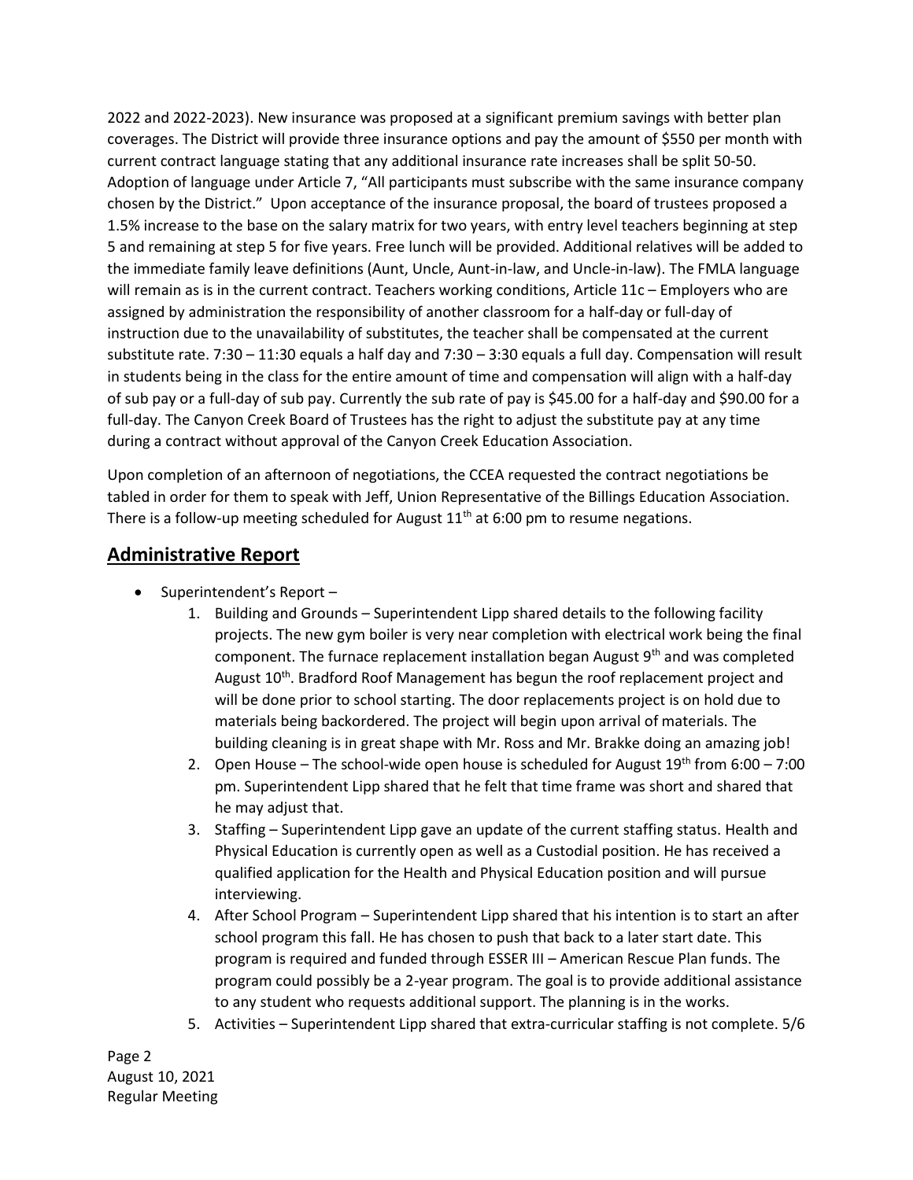2022 and 2022-2023). New insurance was proposed at a significant premium savings with better plan coverages. The District will provide three insurance options and pay the amount of $550 per month with current contract language stating that any additional insurance rate increases shall be split 50-50. Adoption of language under Article 7, "All participants must subscribe with the same insurance company chosen by the District." Upon acceptance of the insurance proposal, the board of trustees proposed a 1.5% increase to the base on the salary matrix for two years, with entry level teachers beginning at step 5 and remaining at step 5 for five years. Free lunch will be provided. Additional relatives will be added to the immediate family leave definitions (Aunt, Uncle, Aunt-in-law, and Uncle-in-law). The FMLA language will remain as is in the current contract. Teachers working conditions, Article 11c – Employers who are assigned by administration the responsibility of another classroom for a half-day or full-day of instruction due to the unavailability of substitutes, the teacher shall be compensated at the current substitute rate. 7:30 – 11:30 equals a half day and 7:30 – 3:30 equals a full day. Compensation will result in students being in the class for the entire amount of time and compensation will align with a half-day of sub pay or a full-day of sub pay. Currently the sub rate of pay is $45.00 for a half-day and $90.00 for a full-day. The Canyon Creek Board of Trustees has the right to adjust the substitute pay at any time during a contract without approval of the Canyon Creek Education Association.

Upon completion of an afternoon of negotiations, the CCEA requested the contract negotiations be tabled in order for them to speak with Jeff, Union Representative of the Billings Education Association. There is a follow-up meeting scheduled for August 11th at 6:00 pm to resume negations.

## Administrative Report

- Superintendent's Report –
  1. Building and Grounds – Superintendent Lipp shared details to the following facility projects. The new gym boiler is very near completion with electrical work being the final component. The furnace replacement installation began August 9th and was completed August 10th. Bradford Roof Management has begun the roof replacement project and will be done prior to school starting. The door replacements project is on hold due to materials being backordered. The project will begin upon arrival of materials. The building cleaning is in great shape with Mr. Ross and Mr. Brakke doing an amazing job!
  2. Open House – The school-wide open house is scheduled for August 19th from 6:00 – 7:00 pm. Superintendent Lipp shared that he felt that time frame was short and shared that he may adjust that.
  3. Staffing – Superintendent Lipp gave an update of the current staffing status. Health and Physical Education is currently open as well as a Custodial position. He has received a qualified application for the Health and Physical Education position and will pursue interviewing.
  4. After School Program – Superintendent Lipp shared that his intention is to start an after school program this fall. He has chosen to push that back to a later start date. This program is required and funded through ESSER III – American Rescue Plan funds. The program could possibly be a 2-year program. The goal is to provide additional assistance to any student who requests additional support. The planning is in the works.
  5. Activities – Superintendent Lipp shared that extra-curricular staffing is not complete. 5/6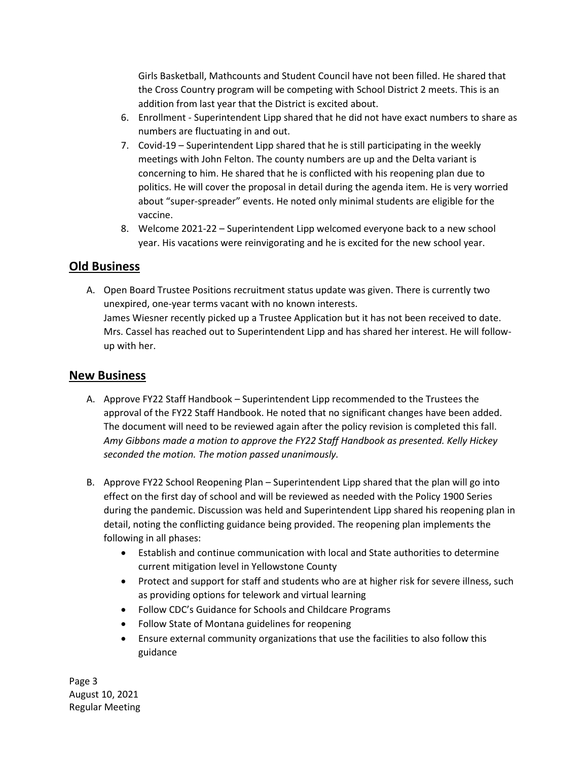Girls Basketball, Mathcounts and Student Council have not been filled. He shared that the Cross Country program will be competing with School District 2 meets. This is an addition from last year that the District is excited about.

6. Enrollment - Superintendent Lipp shared that he did not have exact numbers to share as numbers are fluctuating in and out.
7. Covid-19 – Superintendent Lipp shared that he is still participating in the weekly meetings with John Felton. The county numbers are up and the Delta variant is concerning to him. He shared that he is conflicted with his reopening plan due to politics. He will cover the proposal in detail during the agenda item. He is very worried about "super-spreader" events. He noted only minimal students are eligible for the vaccine.
8. Welcome 2021-22 – Superintendent Lipp welcomed everyone back to a new school year. His vacations were reinvigorating and he is excited for the new school year.

## Old Business

A. Open Board Trustee Positions recruitment status update was given. There is currently two unexpired, one-year terms vacant with no known interests.
James Wiesner recently picked up a Trustee Application but it has not been received to date. Mrs. Cassel has reached out to Superintendent Lipp and has shared her interest. He will follow-up with her.

## New Business

A. Approve FY22 Staff Handbook – Superintendent Lipp recommended to the Trustees the approval of the FY22 Staff Handbook. He noted that no significant changes have been added. The document will need to be reviewed again after the policy revision is completed this fall. *Amy Gibbons made a motion to approve the FY22 Staff Handbook as presented. Kelly Hickey seconded the motion. The motion passed unanimously.*

B. Approve FY22 School Reopening Plan – Superintendent Lipp shared that the plan will go into effect on the first day of school and will be reviewed as needed with the Policy 1900 Series during the pandemic. Discussion was held and Superintendent Lipp shared his reopening plan in detail, noting the conflicting guidance being provided. The reopening plan implements the following in all phases:
   - Establish and continue communication with local and State authorities to determine current mitigation level in Yellowstone County
   - Protect and support for staff and students who are at higher risk for severe illness, such as providing options for telework and virtual learning
   - Follow CDC's Guidance for Schools and Childcare Programs
   - Follow State of Montana guidelines for reopening
   - Ensure external community organizations that use the facilities to also follow this guidance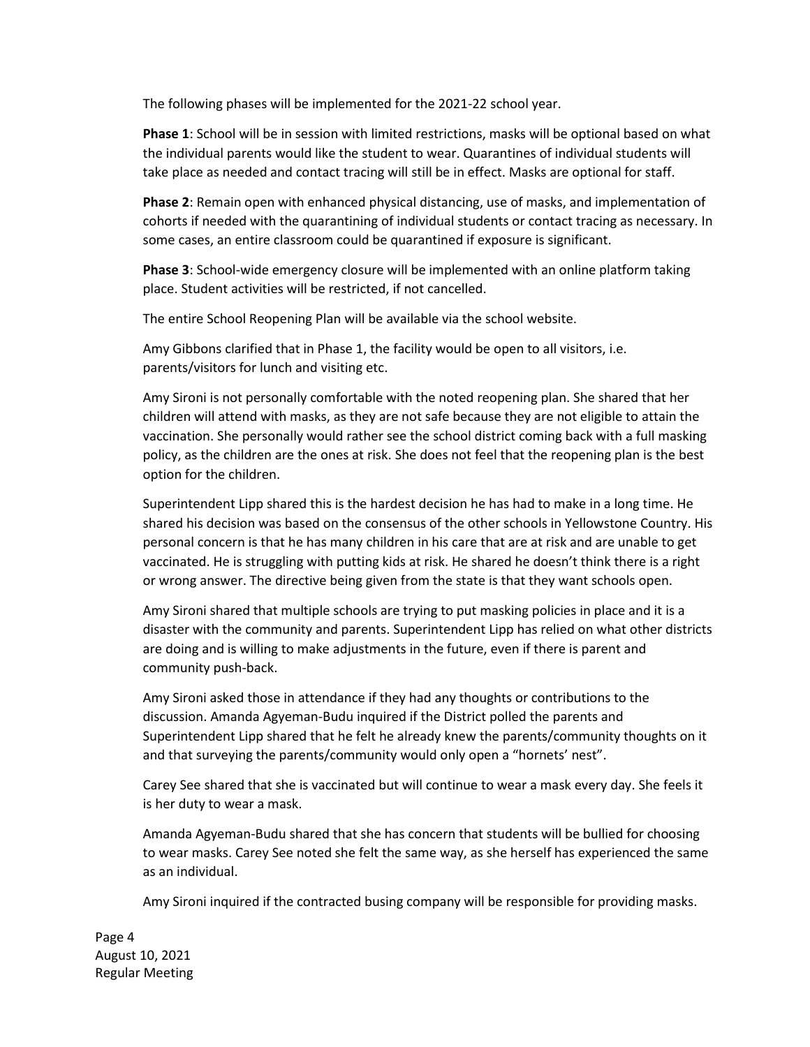The following phases will be implemented for the 2021-22 school year.

**Phase 1**: School will be in session with limited restrictions, masks will be optional based on what the individual parents would like the student to wear. Quarantines of individual students will take place as needed and contact tracing will still be in effect. Masks are optional for staff.

**Phase 2**: Remain open with enhanced physical distancing, use of masks, and implementation of cohorts if needed with the quarantining of individual students or contact tracing as necessary. In some cases, an entire classroom could be quarantined if exposure is significant.

**Phase 3**: School-wide emergency closure will be implemented with an online platform taking place. Student activities will be restricted, if not cancelled.

The entire School Reopening Plan will be available via the school website.

Amy Gibbons clarified that in Phase 1, the facility would be open to all visitors, i.e. parents/visitors for lunch and visiting etc.

Amy Sironi is not personally comfortable with the noted reopening plan. She shared that her children will attend with masks, as they are not safe because they are not eligible to attain the vaccination. She personally would rather see the school district coming back with a full masking policy, as the children are the ones at risk. She does not feel that the reopening plan is the best option for the children.

Superintendent Lipp shared this is the hardest decision he has had to make in a long time. He shared his decision was based on the consensus of the other schools in Yellowstone Country. His personal concern is that he has many children in his care that are at risk and are unable to get vaccinated. He is struggling with putting kids at risk. He shared he doesn't think there is a right or wrong answer. The directive being given from the state is that they want schools open.

Amy Sironi shared that multiple schools are trying to put masking policies in place and it is a disaster with the community and parents. Superintendent Lipp has relied on what other districts are doing and is willing to make adjustments in the future, even if there is parent and community push-back.

Amy Sironi asked those in attendance if they had any thoughts or contributions to the discussion. Amanda Agyeman-Budu inquired if the District polled the parents and Superintendent Lipp shared that he felt he already knew the parents/community thoughts on it and that surveying the parents/community would only open a "hornets' nest".

Carey See shared that she is vaccinated but will continue to wear a mask every day. She feels it is her duty to wear a mask.

Amanda Agyeman-Budu shared that she has concern that students will be bullied for choosing to wear masks. Carey See noted she felt the same way, as she herself has experienced the same as an individual.

Amy Sironi inquired if the contracted busing company will be responsible for providing masks.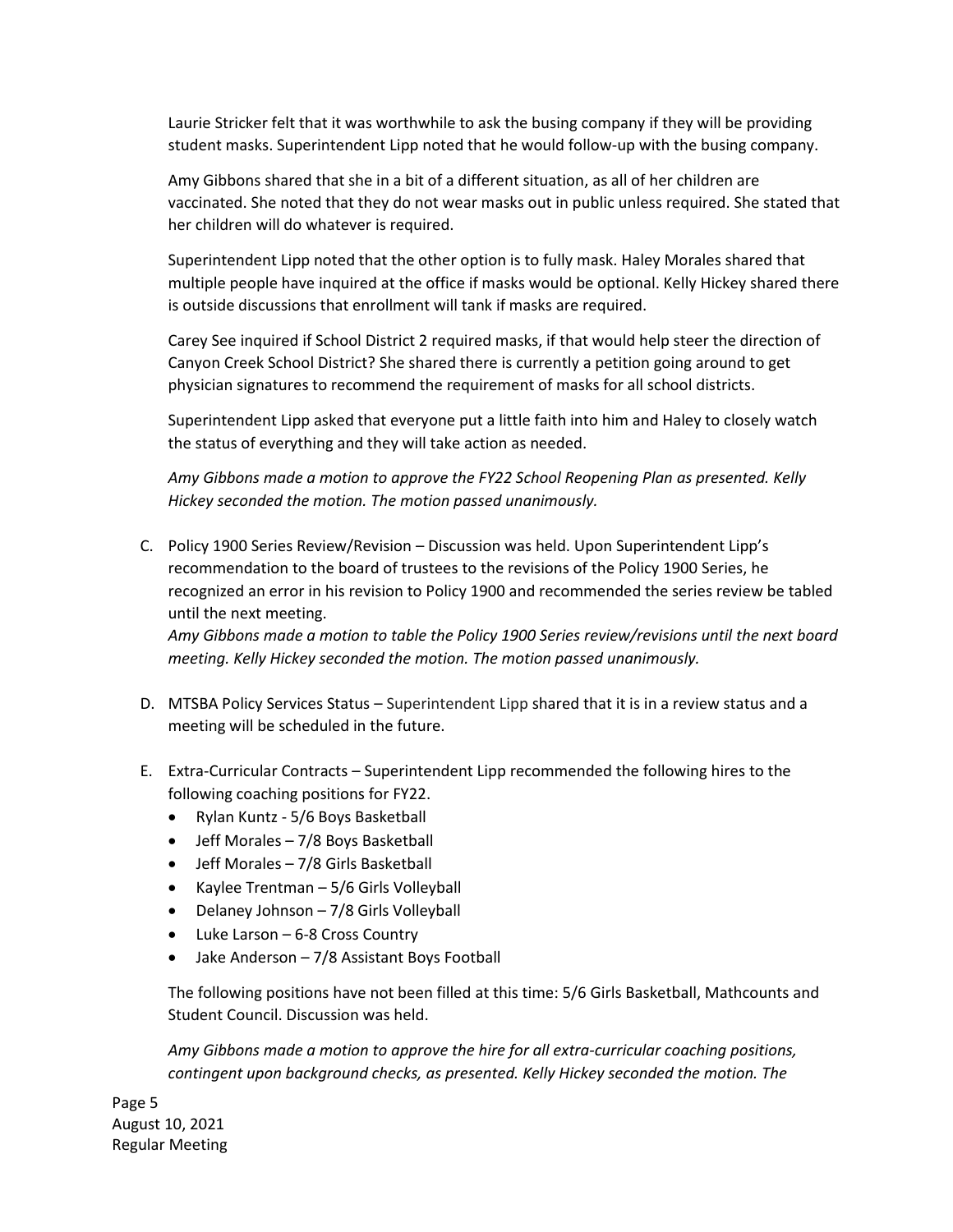Laurie Stricker felt that it was worthwhile to ask the busing company if they will be providing student masks. Superintendent Lipp noted that he would follow-up with the busing company.

Amy Gibbons shared that she in a bit of a different situation, as all of her children are vaccinated. She noted that they do not wear masks out in public unless required. She stated that her children will do whatever is required.

Superintendent Lipp noted that the other option is to fully mask. Haley Morales shared that multiple people have inquired at the office if masks would be optional. Kelly Hickey shared there is outside discussions that enrollment will tank if masks are required.

Carey See inquired if School District 2 required masks, if that would help steer the direction of Canyon Creek School District? She shared there is currently a petition going around to get physician signatures to recommend the requirement of masks for all school districts.

Superintendent Lipp asked that everyone put a little faith into him and Haley to closely watch the status of everything and they will take action as needed.

*Amy Gibbons made a motion to approve the FY22 School Reopening Plan as presented. Kelly Hickey seconded the motion. The motion passed unanimously.*

C. Policy 1900 Series Review/Revision – Discussion was held. Upon Superintendent Lipp's recommendation to the board of trustees to the revisions of the Policy 1900 Series, he recognized an error in his revision to Policy 1900 and recommended the series review be tabled until the next meeting.
*Amy Gibbons made a motion to table the Policy 1900 Series review/revisions until the next board meeting. Kelly Hickey seconded the motion. The motion passed unanimously.*

D. MTSBA Policy Services Status – Superintendent Lipp shared that it is in a review status and a meeting will be scheduled in the future.

E. Extra-Curricular Contracts – Superintendent Lipp recommended the following hires to the following coaching positions for FY22.
   - Rylan Kuntz - 5/6 Boys Basketball
   - Jeff Morales – 7/8 Boys Basketball
   - Jeff Morales – 7/8 Girls Basketball
   - Kaylee Trentman – 5/6 Girls Volleyball
   - Delaney Johnson – 7/8 Girls Volleyball
   - Luke Larson – 6-8 Cross Country
   - Jake Anderson – 7/8 Assistant Boys Football

   The following positions have not been filled at this time: 5/6 Girls Basketball, Mathcounts and Student Council. Discussion was held.

   *Amy Gibbons made a motion to approve the hire for all extra-curricular coaching positions, contingent upon background checks, as presented. Kelly Hickey seconded the motion. The*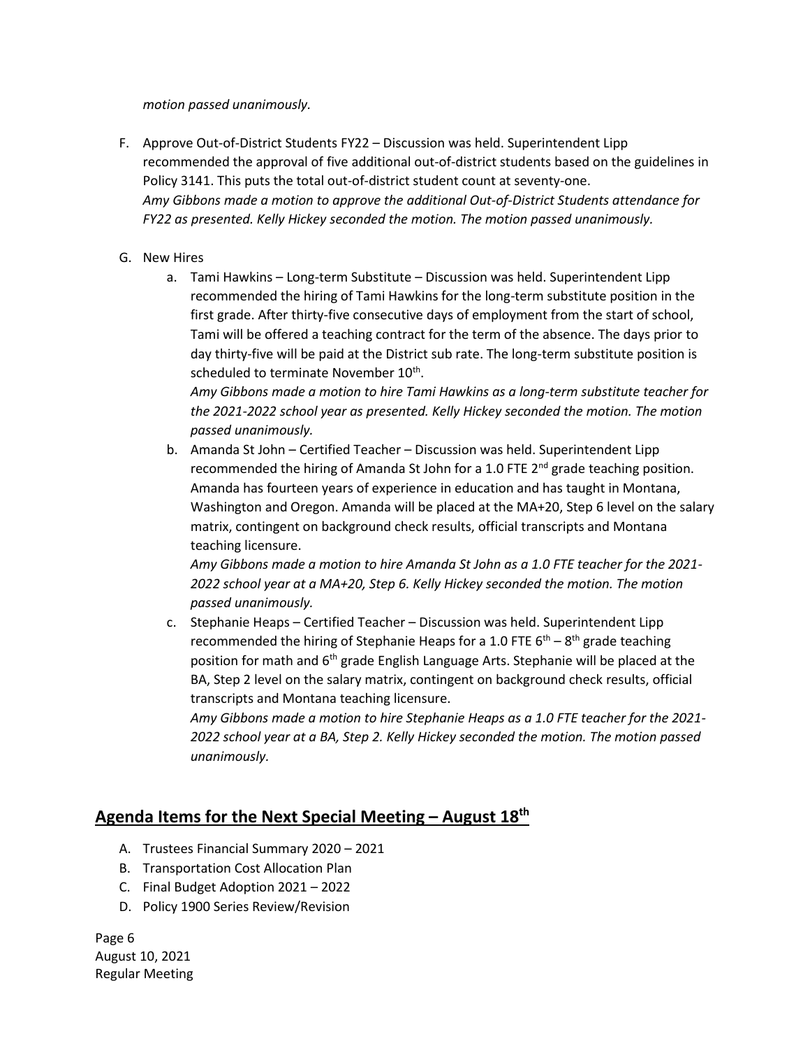*motion passed unanimously.*

F. Approve Out-of-District Students FY22 – Discussion was held. Superintendent Lipp recommended the approval of five additional out-of-district students based on the guidelines in Policy 3141. This puts the total out-of-district student count at seventy-one.
*Amy Gibbons made a motion to approve the additional Out-of-District Students attendance for FY22 as presented. Kelly Hickey seconded the motion. The motion passed unanimously.*

G. New Hires

a. Tami Hawkins – Long-term Substitute – Discussion was held. Superintendent Lipp recommended the hiring of Tami Hawkins for the long-term substitute position in the first grade. After thirty-five consecutive days of employment from the start of school, Tami will be offered a teaching contract for the term of the absence. The days prior to day thirty-five will be paid at the District sub rate. The long-term substitute position is scheduled to terminate November 10th.
*Amy Gibbons made a motion to hire Tami Hawkins as a long-term substitute teacher for the 2021-2022 school year as presented. Kelly Hickey seconded the motion. The motion passed unanimously.*

b. Amanda St John – Certified Teacher – Discussion was held. Superintendent Lipp recommended the hiring of Amanda St John for a 1.0 FTE 2nd grade teaching position. Amanda has fourteen years of experience in education and has taught in Montana, Washington and Oregon. Amanda will be placed at the MA+20, Step 6 level on the salary matrix, contingent on background check results, official transcripts and Montana teaching licensure.
*Amy Gibbons made a motion to hire Amanda St John as a 1.0 FTE teacher for the 2021-2022 school year at a MA+20, Step 6. Kelly Hickey seconded the motion. The motion passed unanimously.*

c. Stephanie Heaps – Certified Teacher – Discussion was held. Superintendent Lipp recommended the hiring of Stephanie Heaps for a 1.0 FTE 6th – 8th grade teaching position for math and 6th grade English Language Arts. Stephanie will be placed at the BA, Step 2 level on the salary matrix, contingent on background check results, official transcripts and Montana teaching licensure.
*Amy Gibbons made a motion to hire Stephanie Heaps as a 1.0 FTE teacher for the 2021-2022 school year at a BA, Step 2. Kelly Hickey seconded the motion. The motion passed unanimously.*

## Agenda Items for the Next Special Meeting – August 18th

A. Trustees Financial Summary 2020 – 2021
B. Transportation Cost Allocation Plan
C. Final Budget Adoption 2021 – 2022
D. Policy 1900 Series Review/Revision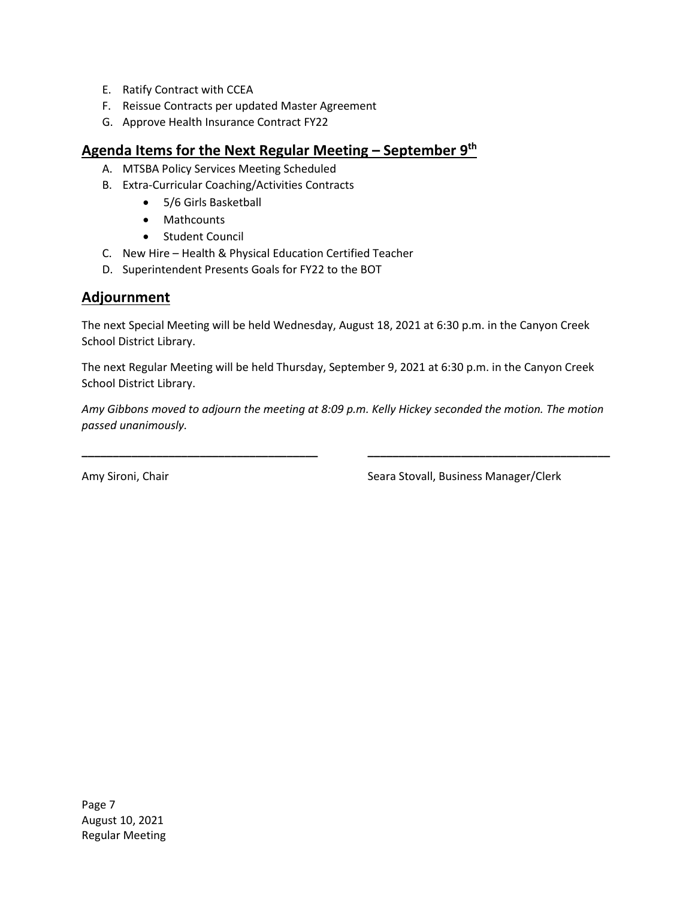E. Ratify Contract with CCEA
F. Reissue Contracts per updated Master Agreement
G. Approve Health Insurance Contract FY22

## Agenda Items for the Next Regular Meeting – September 9th

A. MTSBA Policy Services Meeting Scheduled
B. Extra-Curricular Coaching/Activities Contracts
   - 5/6 Girls Basketball
   - Mathcounts
   - Student Council
C. New Hire – Health & Physical Education Certified Teacher
D. Superintendent Presents Goals for FY22 to the BOT

## Adjournment

The next Special Meeting will be held Wednesday, August 18, 2021 at 6:30 p.m. in the Canyon Creek School District Library.

The next Regular Meeting will be held Thursday, September 9, 2021 at 6:30 p.m. in the Canyon Creek School District Library.

*Amy Gibbons moved to adjourn the meeting at 8:09 p.m. Kelly Hickey seconded the motion. The motion passed unanimously.*

\_\_\_\_\_\_\_\_\_\_\_\_\_\_\_\_\_\_\_\_\_\_\_\_\_\_\_\_\_\_\_\_\_\_\_\_\_\_ \_\_\_\_\_\_\_\_\_\_\_\_\_\_\_\_\_\_\_\_\_\_\_\_\_\_\_\_\_\_\_\_\_\_\_\_\_\_

Amy Sironi, Chair

Seara Stovall, Business Manager/Clerk

August 10, 2021
Regular Meeting